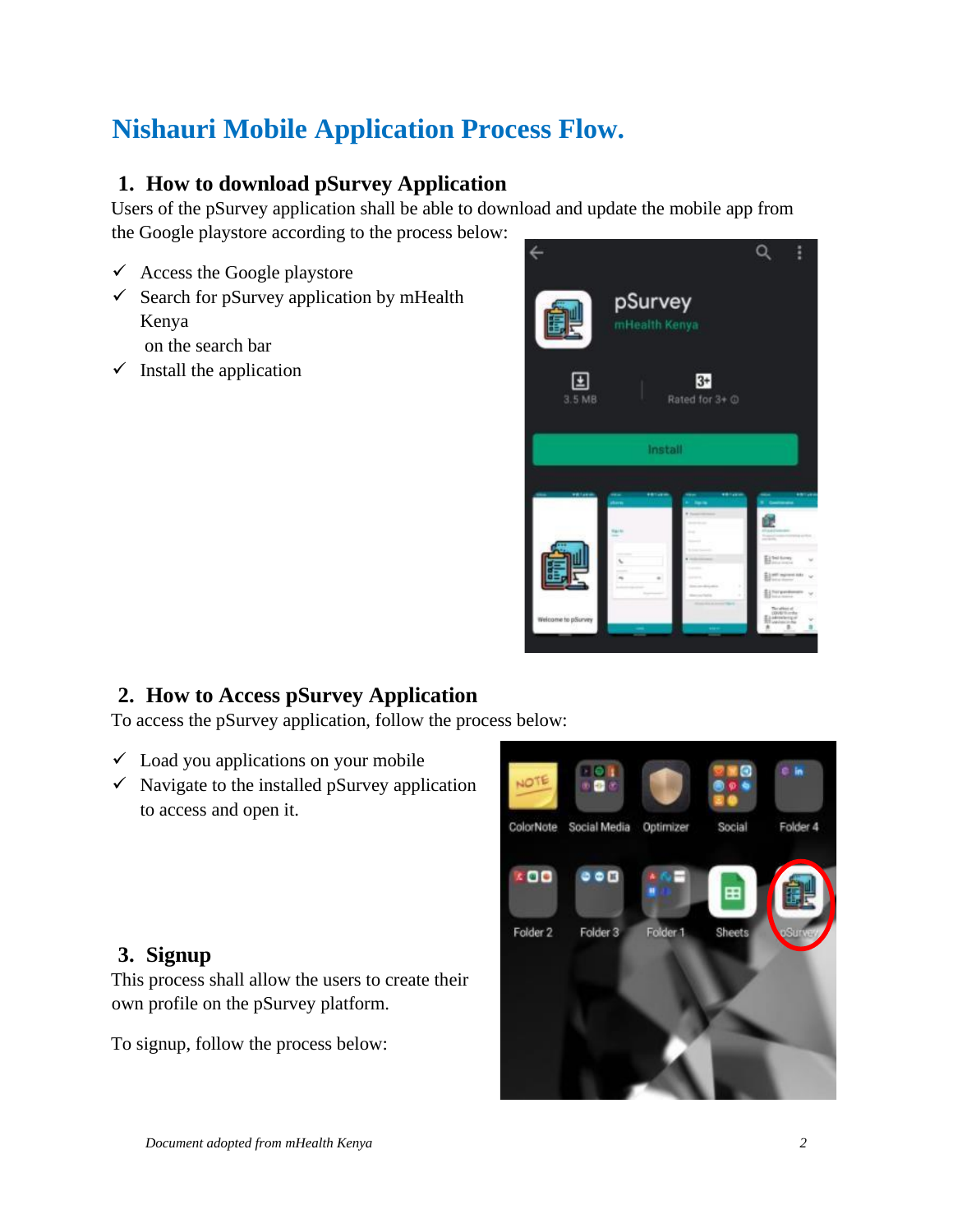# Nishauri Mobile Application Process Flow.

## 1. How to download pSurvey Application

Users of the pSurvey application shall be able to download and update the mobile app from the Google playstore according to the process below:

- ✓ Access the Google playstore
- ✓ Search for pSurvey application by mHealth Kenya
  on the search bar
- ✓ Install the application

## 2. How to Access pSurvey Application

To access the pSurvey application, follow the process below:

- ✓ Load you applications on your mobile
- ✓ Navigate to the installed pSurvey application to access and open it.

## 3. Signup

This process shall allow the users to create their own profile on the pSurvey platform.

To signup, follow the process below:

*Document adopted from mHealth Kenya*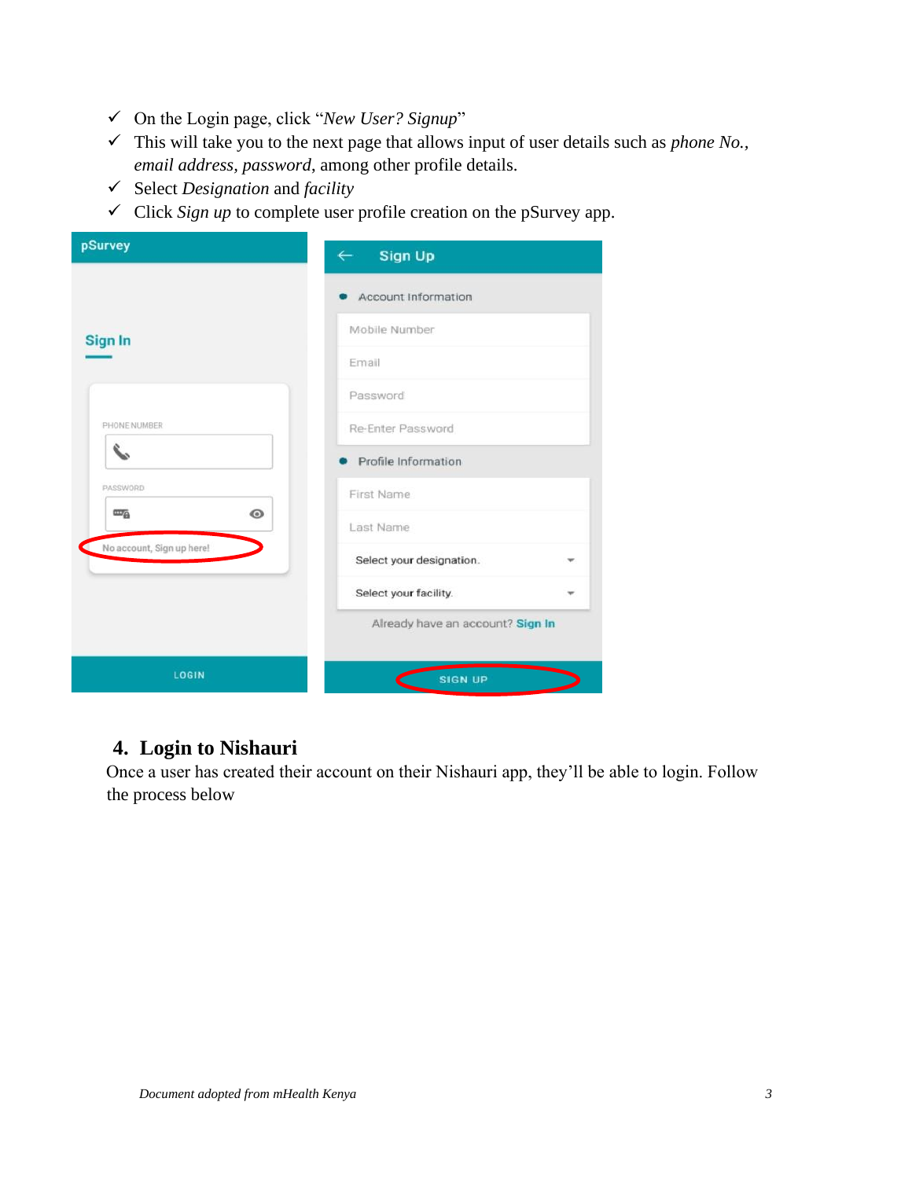- ✓ On the Login page, click "*New User? Signup*"
- ✓ This will take you to the next page that allows input of user details such as *phone No.*, *email address*, *password*, among other profile details.
- ✓ Select *Designation* and *facility*
- ✓ Click *Sign up* to complete user profile creation on the pSurvey app.

## 4. Login to Nishauri

Once a user has created their account on their Nishauri app, they'll be able to login. Follow the process below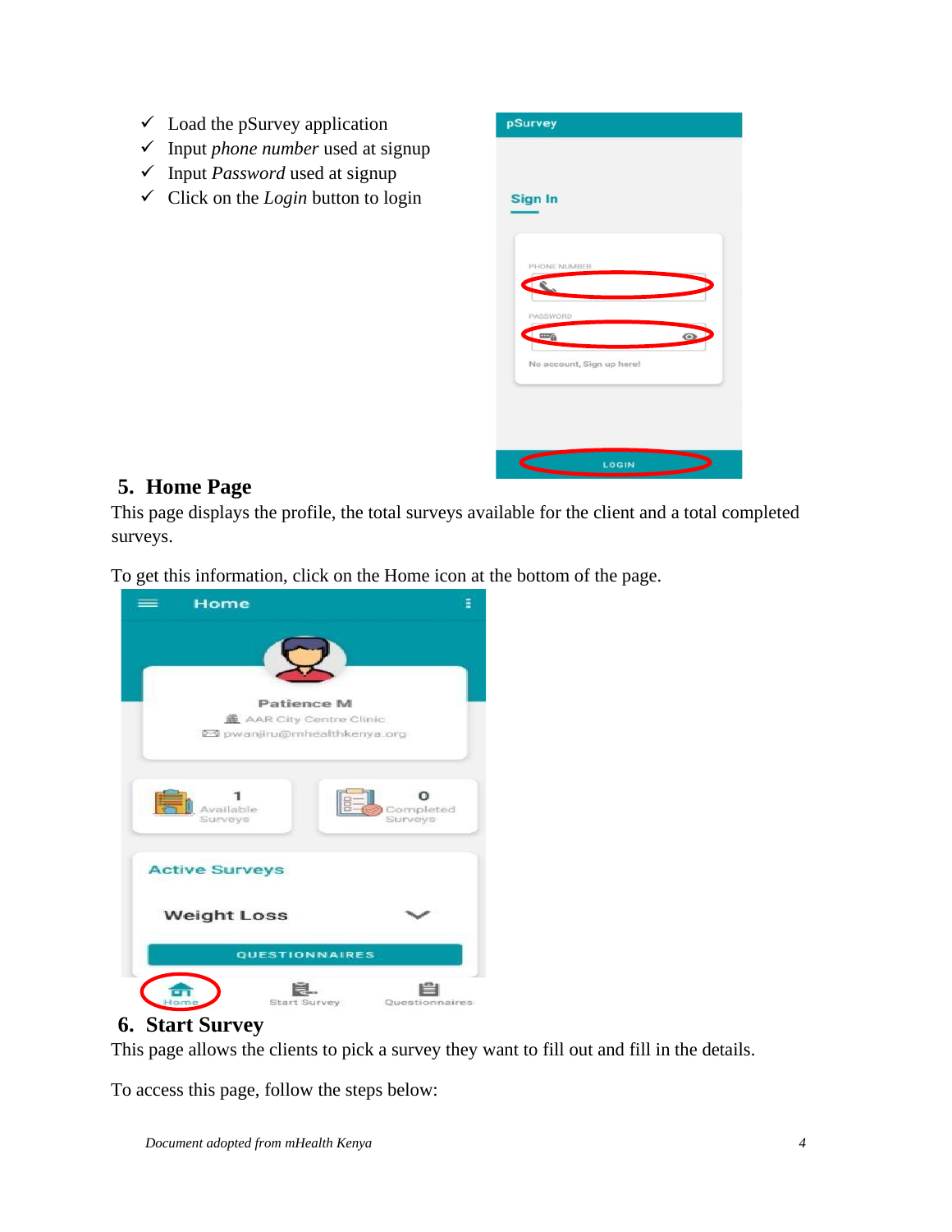- ✓ Load the pSurvey application
- ✓ Input *phone number* used at signup
- ✓ Input *Password* used at signup
- ✓ Click on the *Login* button to login

## 5. Home Page

This page displays the profile, the total surveys available for the client and a total completed surveys.

To get this information, click on the Home icon at the bottom of the page.

## 6. Start Survey

This page allows the clients to pick a survey they want to fill out and fill in the details.

To access this page, follow the steps below: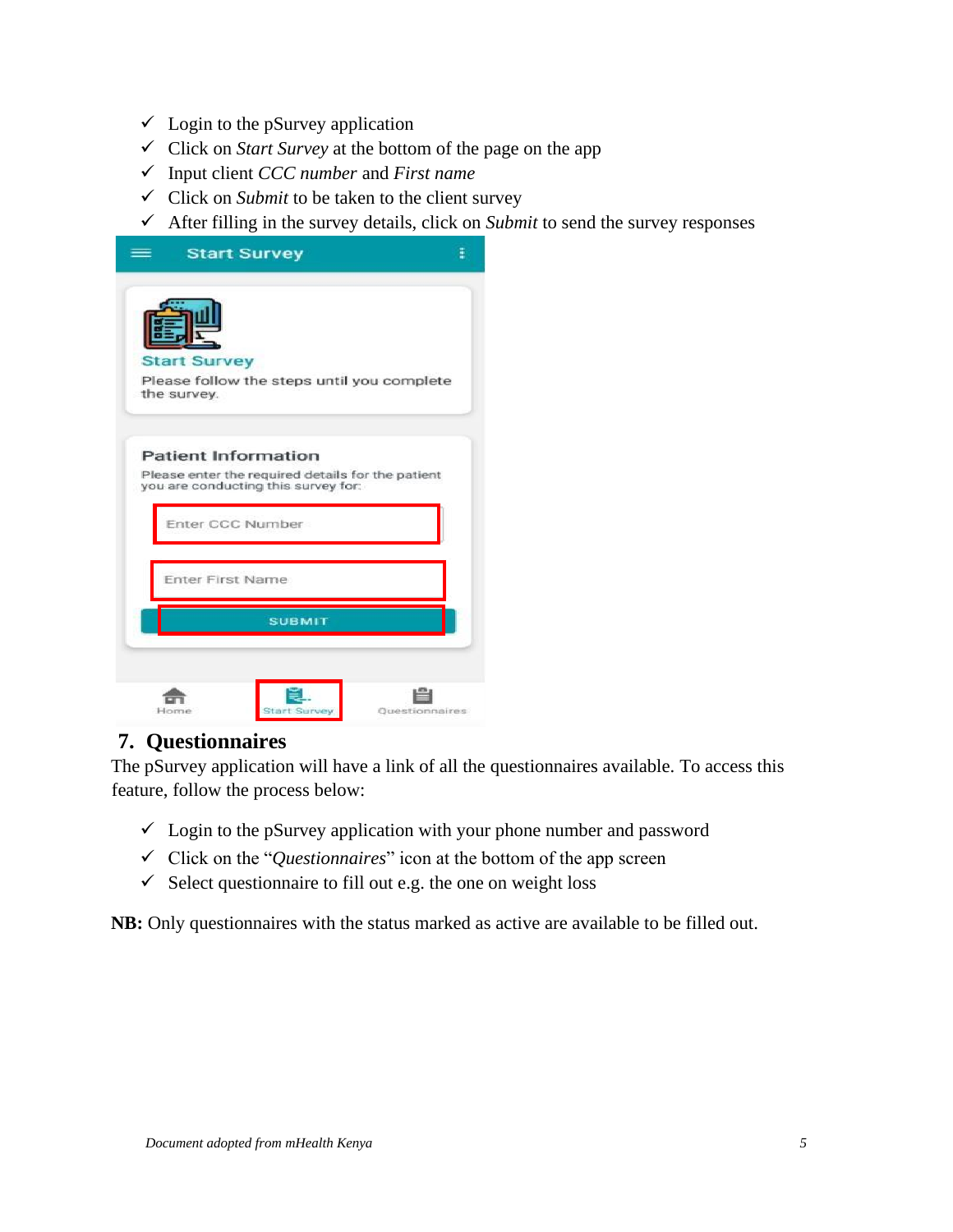- ✓ Login to the pSurvey application
- ✓ Click on *Start Survey* at the bottom of the page on the app
- ✓ Input client *CCC number* and *First name*
- ✓ Click on *Submit* to be taken to the client survey
- ✓ After filling in the survey details, click on *Submit* to send the survey responses

## 7. Questionnaires

The pSurvey application will have a link of all the questionnaires available. To access this feature, follow the process below:

- ✓ Login to the pSurvey application with your phone number and password
- ✓ Click on the "*Questionnaires*" icon at the bottom of the app screen
- ✓ Select questionnaire to fill out e.g. the one on weight loss

**NB:** Only questionnaires with the status marked as active are available to be filled out.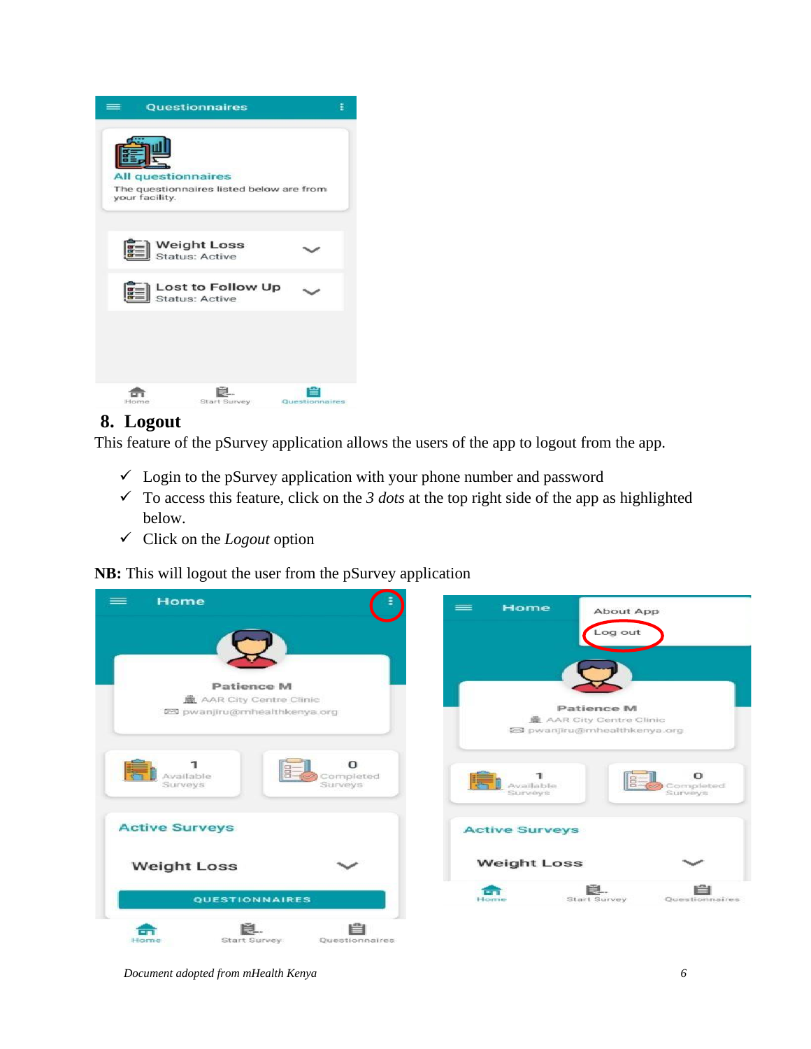## 8. Logout

This feature of the pSurvey application allows the users of the app to logout from the app.

- ✓ Login to the pSurvey application with your phone number and password
- ✓ To access this feature, click on the *3 dots* at the top right side of the app as highlighted below.
- ✓ Click on the *Logout* option

**NB:** This will logout the user from the pSurvey application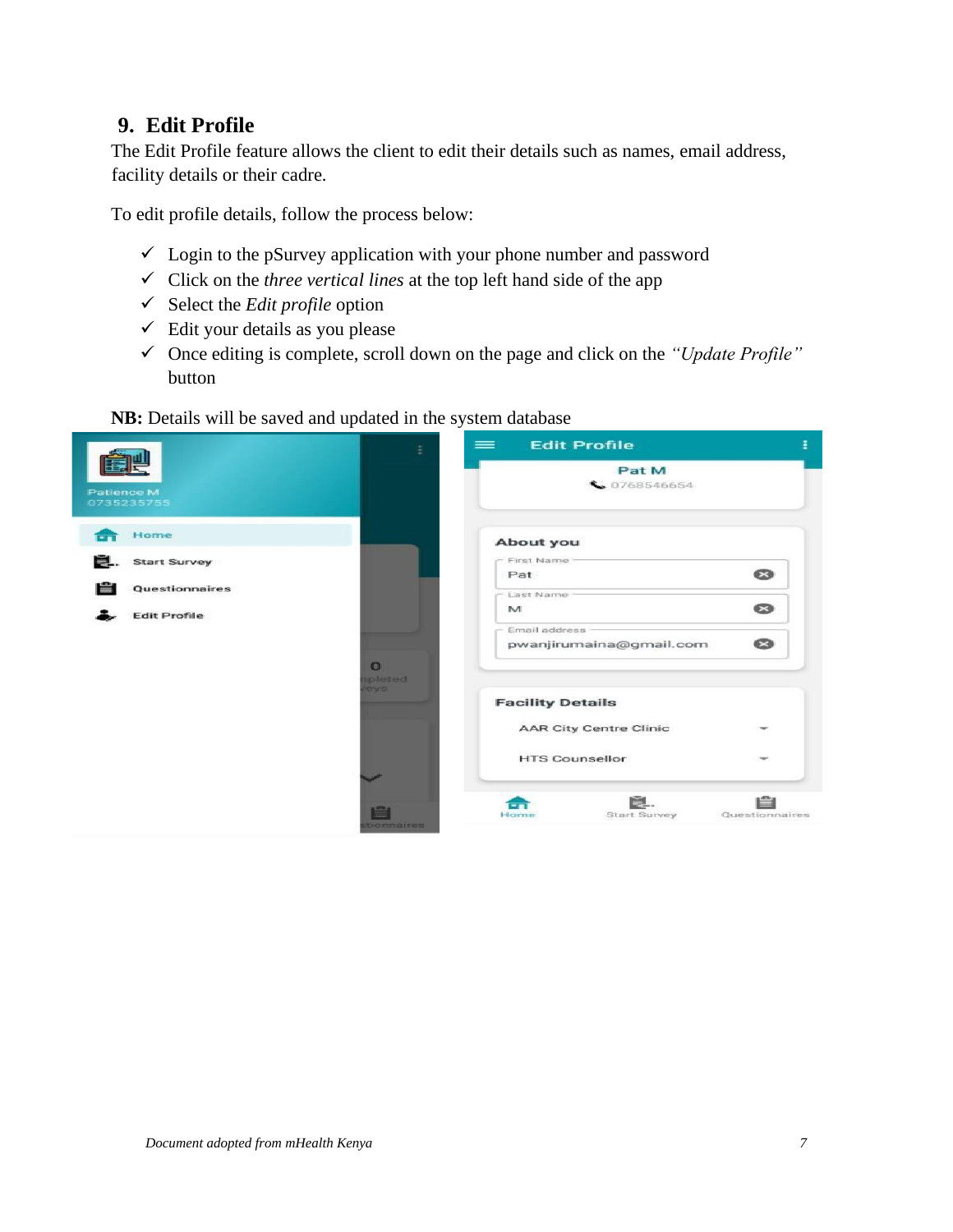## 9. Edit Profile

The Edit Profile feature allows the client to edit their details such as names, email address, facility details or their cadre.

To edit profile details, follow the process below:

- ✓ Login to the pSurvey application with your phone number and password
- ✓ Click on the *three vertical lines* at the top left hand side of the app
- ✓ Select the *Edit profile* option
- ✓ Edit your details as you please
- ✓ Once editing is complete, scroll down on the page and click on the *"Update Profile"* button

**NB:** Details will be saved and updated in the system database